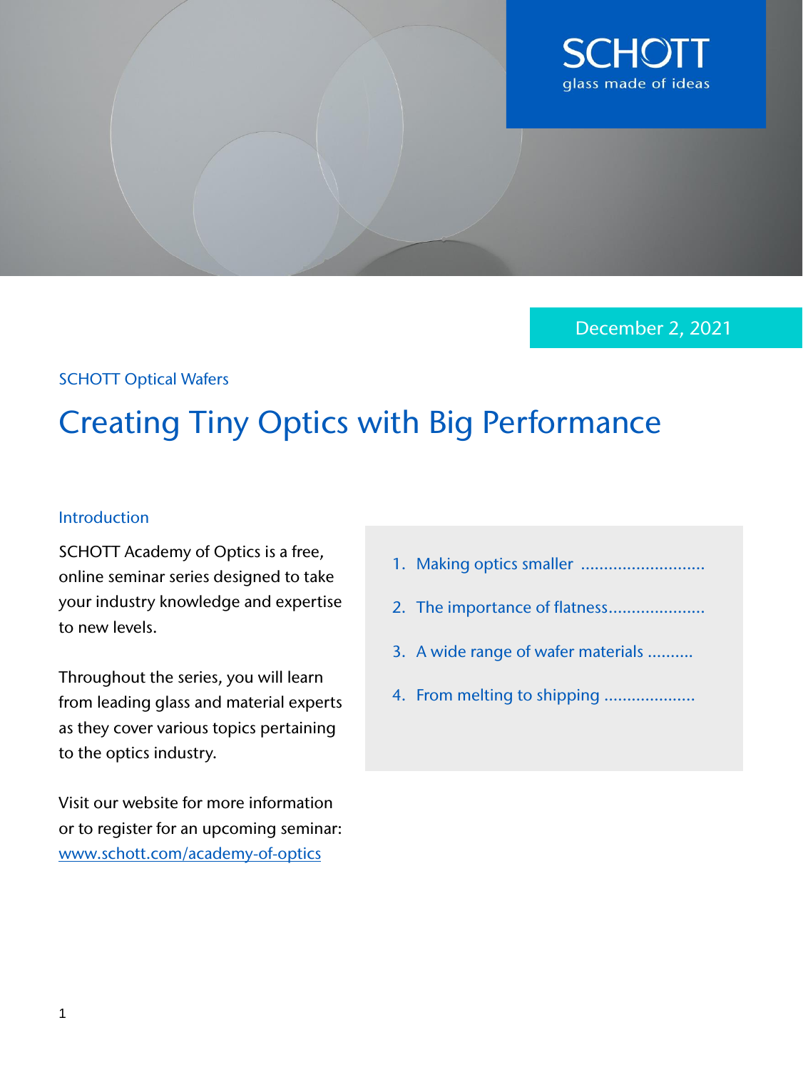December 2, 2021

SCHOTT Optical Wafers

# Creating Tiny Optics with Big Performance

## Introduction

SCHOTT Academy of Optics is a free, online seminar series designed to take your industry knowledge and expertise to new levels.

Throughout the series, you will learn from leading glass and material experts as they cover various topics pertaining to the optics industry.

Visit our website for more information or to register for an upcoming seminar: [www.schott.com/academy-of-optics](http://www.schott.com/academy-of-optics)

1. Making optics smaller ...........................
2. The importance of flatness.....................
3. A wide range of wafer materials ..........
4. From melting to shipping ....................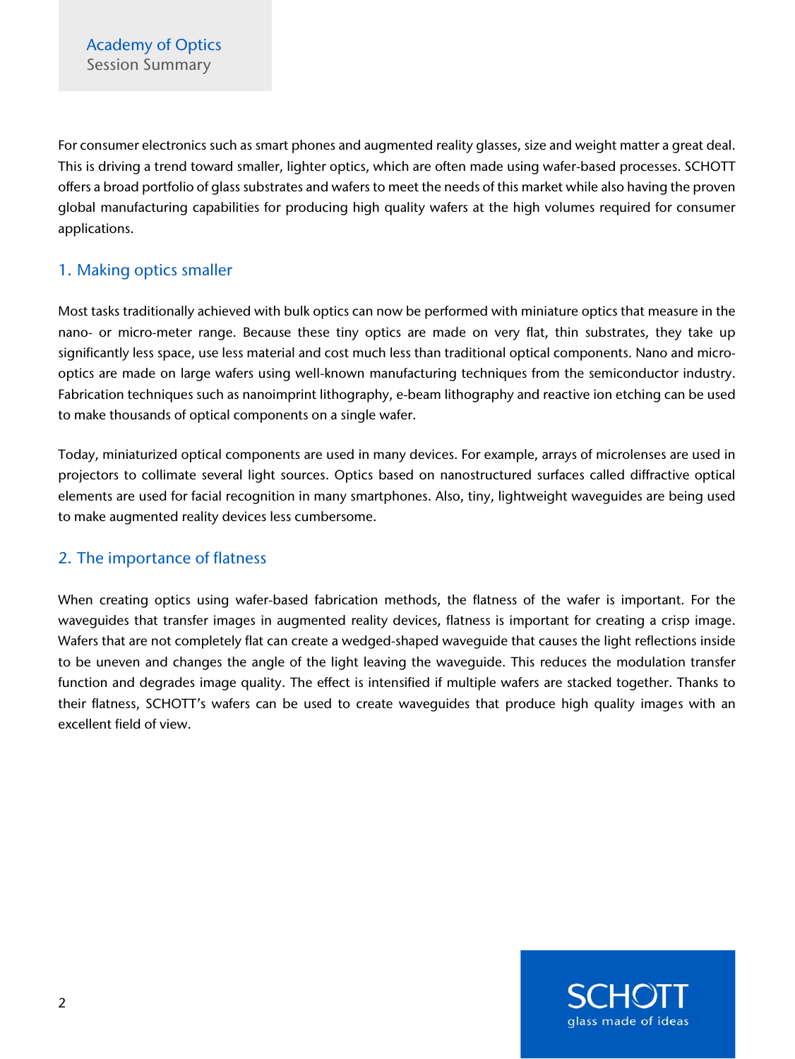For consumer electronics such as smart phones and augmented reality glasses, size and weight matter a great deal. This is driving a trend toward smaller, lighter optics, which are often made using wafer-based processes. SCHOTT offers a broad portfolio of glass substrates and wafers to meet the needs of this market while also having the proven global manufacturing capabilities for producing high quality wafers at the high volumes required for consumer applications.

## 1. Making optics smaller

Most tasks traditionally achieved with bulk optics can now be performed with miniature optics that measure in the nano- or micro-meter range. Because these tiny optics are made on very flat, thin substrates, they take up significantly less space, use less material and cost much less than traditional optical components. Nano and micro-optics are made on large wafers using well-known manufacturing techniques from the semiconductor industry. Fabrication techniques such as nanoimprint lithography, e-beam lithography and reactive ion etching can be used to make thousands of optical components on a single wafer.

Today, miniaturized optical components are used in many devices. For example, arrays of microlenses are used in projectors to collimate several light sources. Optics based on nanostructured surfaces called diffractive optical elements are used for facial recognition in many smartphones. Also, tiny, lightweight waveguides are being used to make augmented reality devices less cumbersome.

## 2. The importance of flatness

When creating optics using wafer-based fabrication methods, the flatness of the wafer is important. For the waveguides that transfer images in augmented reality devices, flatness is important for creating a crisp image. Wafers that are not completely flat can create a wedged-shaped waveguide that causes the light reflections inside to be uneven and changes the angle of the light leaving the waveguide. This reduces the modulation transfer function and degrades image quality. The effect is intensified if multiple wafers are stacked together. Thanks to their flatness, SCHOTT's wafers can be used to create waveguides that produce high quality images with an excellent field of view.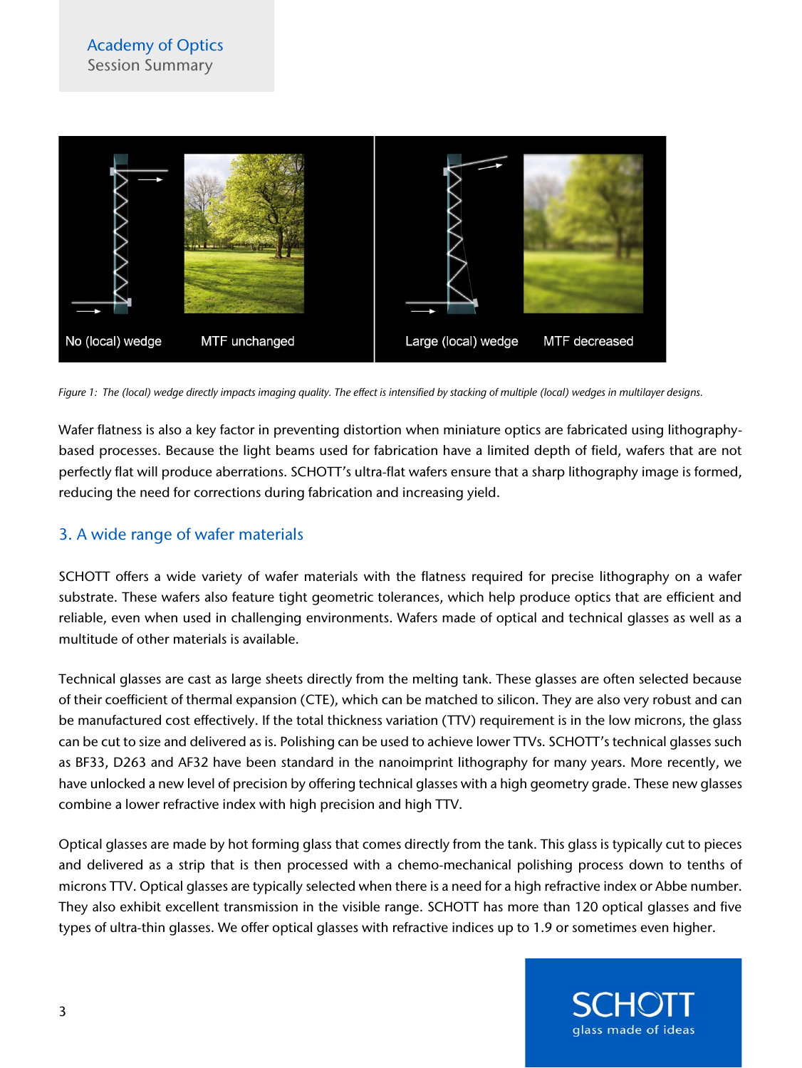Figure 1: The (local) wedge directly impacts imaging quality. The effect is intensified by stacking of multiple (local) wedges in multilayer designs.

Wafer flatness is also a key factor in preventing distortion when miniature optics are fabricated using lithography-based processes. Because the light beams used for fabrication have a limited depth of field, wafers that are not perfectly flat will produce aberrations. SCHOTT's ultra-flat wafers ensure that a sharp lithography image is formed, reducing the need for corrections during fabrication and increasing yield.

## 3. A wide range of wafer materials

SCHOTT offers a wide variety of wafer materials with the flatness required for precise lithography on a wafer substrate. These wafers also feature tight geometric tolerances, which help produce optics that are efficient and reliable, even when used in challenging environments. Wafers made of optical and technical glasses as well as a multitude of other materials is available.

Technical glasses are cast as large sheets directly from the melting tank. These glasses are often selected because of their coefficient of thermal expansion (CTE), which can be matched to silicon. They are also very robust and can be manufactured cost effectively. If the total thickness variation (TTV) requirement is in the low microns, the glass can be cut to size and delivered as is. Polishing can be used to achieve lower TTVs. SCHOTT's technical glasses such as BF33, D263 and AF32 have been standard in the nanoimprint lithography for many years. More recently, we have unlocked a new level of precision by offering technical glasses with a high geometry grade. These new glasses combine a lower refractive index with high precision and high TTV.

Optical glasses are made by hot forming glass that comes directly from the tank. This glass is typically cut to pieces and delivered as a strip that is then processed with a chemo-mechanical polishing process down to tenths of microns TTV. Optical glasses are typically selected when there is a need for a high refractive index or Abbe number. They also exhibit excellent transmission in the visible range. SCHOTT has more than 120 optical glasses and five types of ultra-thin glasses. We offer optical glasses with refractive indices up to 1.9 or sometimes even higher.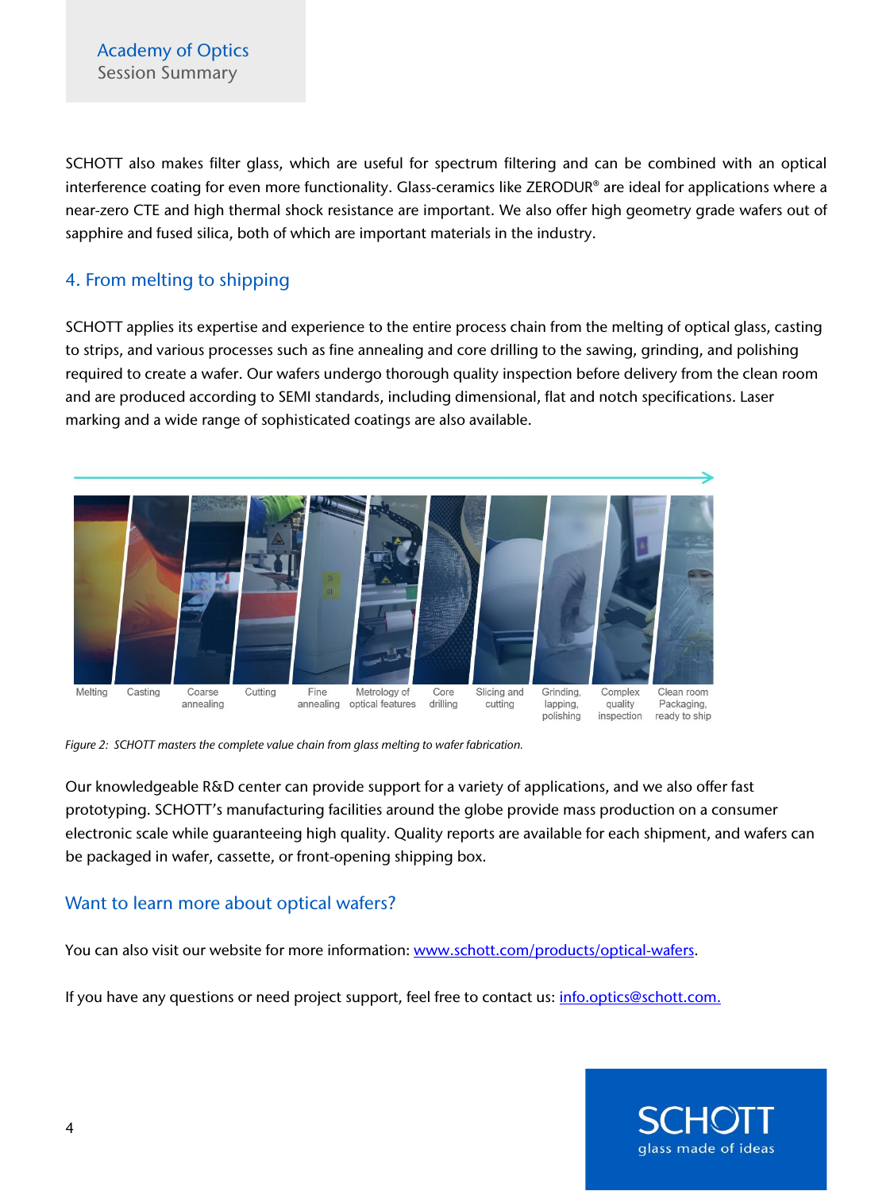SCHOTT also makes filter glass, which are useful for spectrum filtering and can be combined with an optical interference coating for even more functionality. Glass-ceramics like ZERODUR® are ideal for applications where a near-zero CTE and high thermal shock resistance are important. We also offer high geometry grade wafers out of sapphire and fused silica, both of which are important materials in the industry.

## 4. From melting to shipping

SCHOTT applies its expertise and experience to the entire process chain from the melting of optical glass, casting to strips, and various processes such as fine annealing and core drilling to the sawing, grinding, and polishing required to create a wafer. Our wafers undergo thorough quality inspection before delivery from the clean room and are produced according to SEMI standards, including dimensional, flat and notch specifications. Laser marking and a wide range of sophisticated coatings are also available.

Melting
Casting
Coarse annealing
Cutting
Fine annealing
Metrology of optical features
Core drilling
Slicing and cutting
Grinding, lapping, polishing
Complex quality inspection
Clean room Packaging, ready to ship

*Figure 2: SCHOTT masters the complete value chain from glass melting to wafer fabrication.*

Our knowledgeable R&D center can provide support for a variety of applications, and we also offer fast prototyping. SCHOTT's manufacturing facilities around the globe provide mass production on a consumer electronic scale while guaranteeing high quality. Quality reports are available for each shipment, and wafers can be packaged in wafer, cassette, or front-opening shipping box.

## Want to learn more about optical wafers?

You can also visit our website for more information: [www.schott.com/products/optical-wafers](http://www.schott.com/products/optical-wafers).

If you have any questions or need project support, feel free to contact us: [info.optics@schott.com.](mailto:info.optics@schott.com)

SCHOTT
glass made of ideas